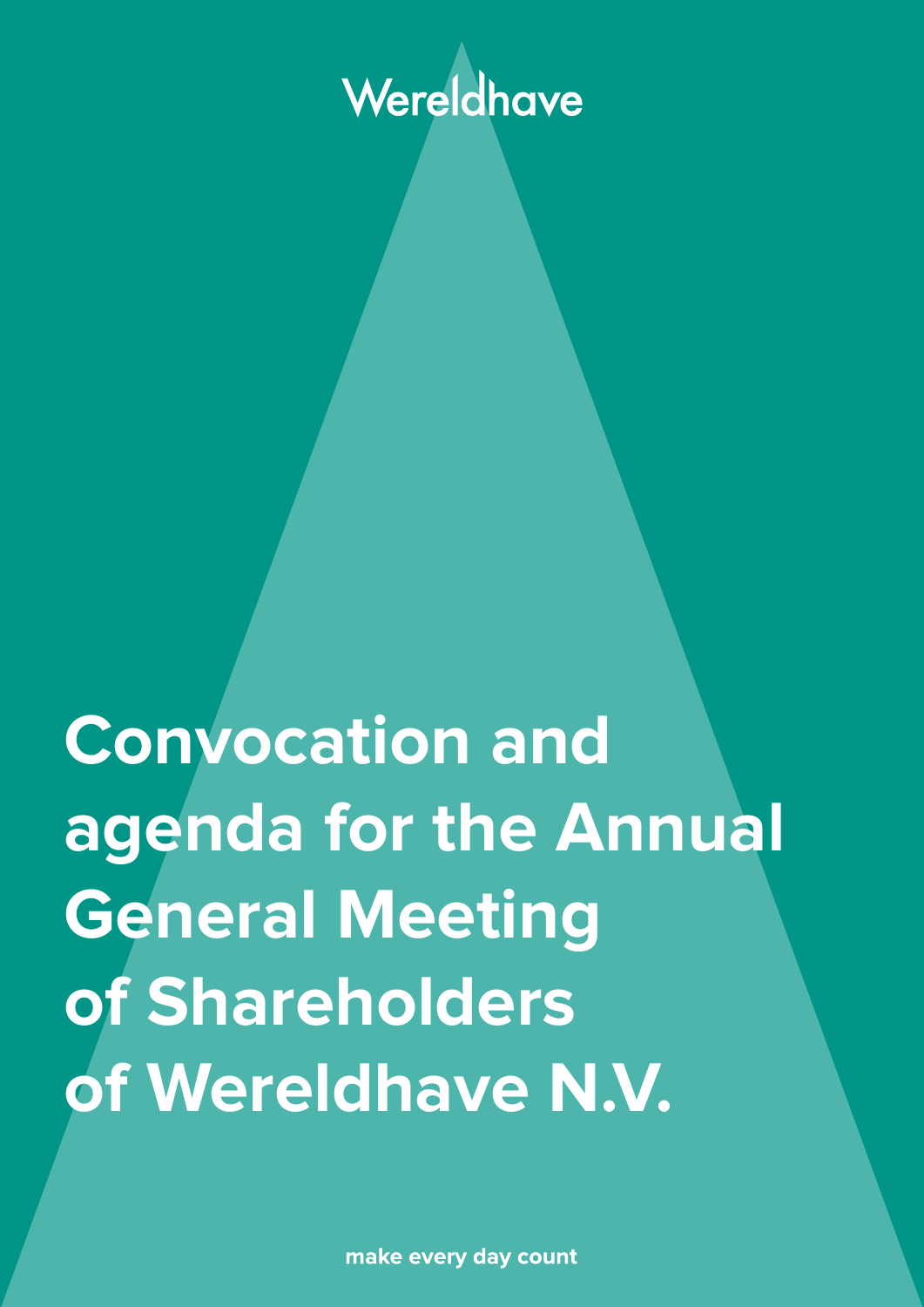Wereldhave

# Convocation and agenda for the Annual General Meeting of Shareholders of Wereldhave N.V.

make every day count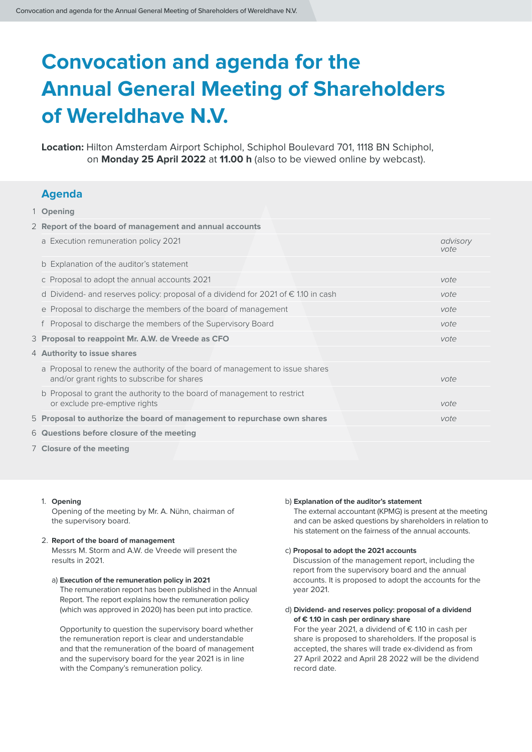# Convocation and agenda for the Annual General Meeting of Shareholders of Wereldhave N.V.

**Location:** Hilton Amsterdam Airport Schiphol, Schiphol Boulevard 701, 1118 BN Schiphol, on **Monday 25 April 2022** at **11.00 h** (also to be viewed online by webcast).

## Agenda

| | | |
|---|---|---|
| 1 | **Opening** | |
| 2 | **Report of the board of management and annual accounts** | |
| | a Execution remuneration policy 2021 | *advisory vote* |
| | b Explanation of the auditor's statement | |
| | c Proposal to adopt the annual accounts 2021 | *vote* |
| | d Dividend- and reserves policy: proposal of a dividend for 2021 of € 1.10 in cash | *vote* |
| | e Proposal to discharge the members of the board of management | *vote* |
| | f Proposal to discharge the members of the Supervisory Board | *vote* |
| 3 | **Proposal to reappoint Mr. A.W. de Vreede as CFO** | *vote* |
| 4 | **Authority to issue shares** | |
| | a Proposal to renew the authority of the board of management to issue shares and/or grant rights to subscribe for shares | *vote* |
| | b Proposal to grant the authority to the board of management to restrict or exclude pre-emptive rights | *vote* |
| 5 | **Proposal to authorize the board of management to repurchase own shares** | *vote* |
| 6 | **Questions before closure of the meeting** | |
| 7 | **Closure of the meeting** | |

1. **Opening**

   Opening of the meeting by Mr. A. Nühn, chairman of the supervisory board.

2. **Report of the board of management**

   Messrs M. Storm and A.W. de Vreede will present the results in 2021.

   a) **Execution of the remuneration policy in 2021**

   The remuneration report has been published in the Annual Report. The report explains how the remuneration policy (which was approved in 2020) has been put into practice.

   Opportunity to question the supervisory board whether the remuneration report is clear and understandable and that the remuneration of the board of management and the supervisory board for the year 2021 is in line with the Company's remuneration policy.

   b) **Explanation of the auditor's statement**

   The external accountant (KPMG) is present at the meeting and can be asked questions by shareholders in relation to his statement on the fairness of the annual accounts.

   c) **Proposal to adopt the 2021 accounts**

   Discussion of the management report, including the report from the supervisory board and the annual accounts. It is proposed to adopt the accounts for the year 2021.

   d) **Dividend- and reserves policy: proposal of a dividend of € 1.10 in cash per ordinary share**

   For the year 2021, a dividend of € 1.10 in cash per share is proposed to shareholders. If the proposal is accepted, the shares will trade ex-dividend as from 27 April 2022 and April 28 2022 will be the dividend record date.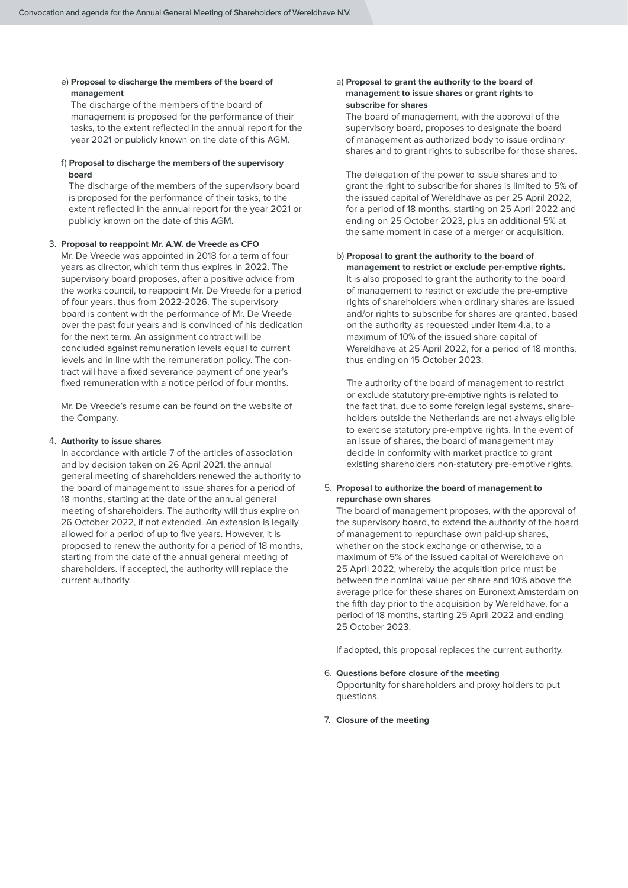e) **Proposal to discharge the members of the board of management**

The discharge of the members of the board of management is proposed for the performance of their tasks, to the extent reflected in the annual report for the year 2021 or publicly known on the date of this AGM.

f) **Proposal to discharge the members of the supervisory board**

The discharge of the members of the supervisory board is proposed for the performance of their tasks, to the extent reflected in the annual report for the year 2021 or publicly known on the date of this AGM.

3. **Proposal to reappoint Mr. A.W. de Vreede as CFO**

Mr. De Vreede was appointed in 2018 for a term of four years as director, which term thus expires in 2022. The supervisory board proposes, after a positive advice from the works council, to reappoint Mr. De Vreede for a period of four years, thus from 2022-2026. The supervisory board is content with the performance of Mr. De Vreede over the past four years and is convinced of his dedication for the next term. An assignment contract will be concluded against remuneration levels equal to current levels and in line with the remuneration policy. The contract will have a fixed severance payment of one year's fixed remuneration with a notice period of four months.

Mr. De Vreede's resume can be found on the website of the Company.

4. **Authority to issue shares**

In accordance with article 7 of the articles of association and by decision taken on 26 April 2021, the annual general meeting of shareholders renewed the authority to the board of management to issue shares for a period of 18 months, starting at the date of the annual general meeting of shareholders. The authority will thus expire on 26 October 2022, if not extended. An extension is legally allowed for a period of up to five years. However, it is proposed to renew the authority for a period of 18 months, starting from the date of the annual general meeting of shareholders. If accepted, the authority will replace the current authority.

a) **Proposal to grant the authority to the board of management to issue shares or grant rights to subscribe for shares**

The board of management, with the approval of the supervisory board, proposes to designate the board of management as authorized body to issue ordinary shares and to grant rights to subscribe for those shares.

The delegation of the power to issue shares and to grant the right to subscribe for shares is limited to 5% of the issued capital of Wereldhave as per 25 April 2022, for a period of 18 months, starting on 25 April 2022 and ending on 25 October 2023, plus an additional 5% at the same moment in case of a merger or acquisition.

b) **Proposal to grant the authority to the board of management to restrict or exclude per-emptive rights.**

It is also proposed to grant the authority to the board of management to restrict or exclude the pre-emptive rights of shareholders when ordinary shares are issued and/or rights to subscribe for shares are granted, based on the authority as requested under item 4.a, to a maximum of 10% of the issued share capital of Wereldhave at 25 April 2022, for a period of 18 months, thus ending on 15 October 2023.

The authority of the board of management to restrict or exclude statutory pre-emptive rights is related to the fact that, due to some foreign legal systems, shareholders outside the Netherlands are not always eligible to exercise statutory pre-emptive rights. In the event of an issue of shares, the board of management may decide in conformity with market practice to grant existing shareholders non-statutory pre-emptive rights.

5. **Proposal to authorize the board of management to repurchase own shares**

The board of management proposes, with the approval of the supervisory board, to extend the authority of the board of management to repurchase own paid-up shares, whether on the stock exchange or otherwise, to a maximum of 5% of the issued capital of Wereldhave on 25 April 2022, whereby the acquisition price must be between the nominal value per share and 10% above the average price for these shares on Euronext Amsterdam on the fifth day prior to the acquisition by Wereldhave, for a period of 18 months, starting 25 April 2022 and ending 25 October 2023.

If adopted, this proposal replaces the current authority.

6. **Questions before closure of the meeting**

Opportunity for shareholders and proxy holders to put questions.

7. **Closure of the meeting**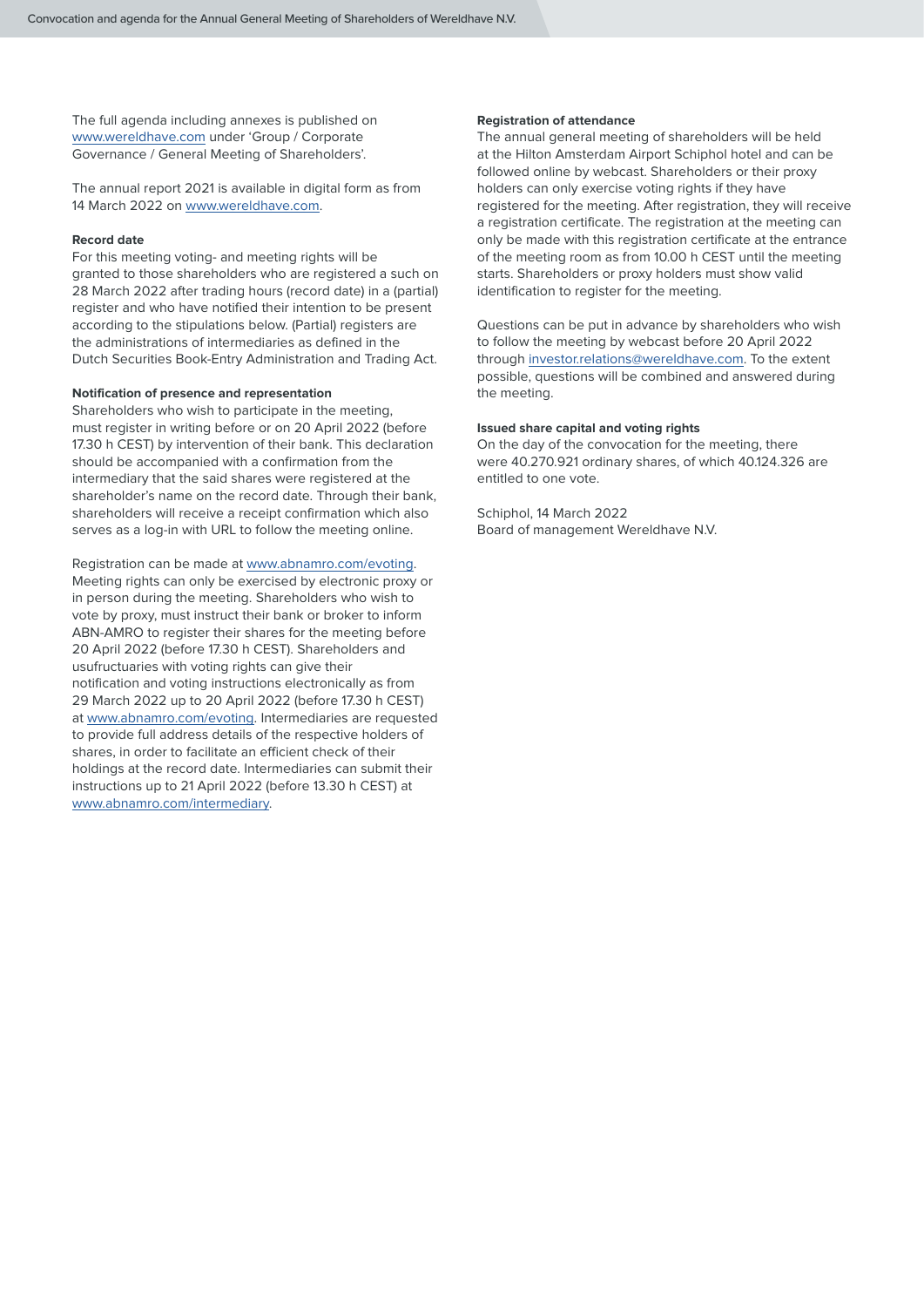The full agenda including annexes is published on www.wereldhave.com under 'Group / Corporate Governance / General Meeting of Shareholders'.

The annual report 2021 is available in digital form as from 14 March 2022 on www.wereldhave.com.

**Record date**

For this meeting voting- and meeting rights will be granted to those shareholders who are registered a such on 28 March 2022 after trading hours (record date) in a (partial) register and who have notified their intention to be present according to the stipulations below. (Partial) registers are the administrations of intermediaries as defined in the Dutch Securities Book-Entry Administration and Trading Act.

**Notification of presence and representation**

Shareholders who wish to participate in the meeting, must register in writing before or on 20 April 2022 (before 17.30 h CEST) by intervention of their bank. This declaration should be accompanied with a confirmation from the intermediary that the said shares were registered at the shareholder's name on the record date. Through their bank, shareholders will receive a receipt confirmation which also serves as a log-in with URL to follow the meeting online.

Registration can be made at www.abnamro.com/evoting. Meeting rights can only be exercised by electronic proxy or in person during the meeting. Shareholders who wish to vote by proxy, must instruct their bank or broker to inform ABN-AMRO to register their shares for the meeting before 20 April 2022 (before 17.30 h CEST). Shareholders and usufructuaries with voting rights can give their notification and voting instructions electronically as from 29 March 2022 up to 20 April 2022 (before 17.30 h CEST) at www.abnamro.com/evoting. Intermediaries are requested to provide full address details of the respective holders of shares, in order to facilitate an efficient check of their holdings at the record date. Intermediaries can submit their instructions up to 21 April 2022 (before 13.30 h CEST) at www.abnamro.com/intermediary.

**Registration of attendance**

The annual general meeting of shareholders will be held at the Hilton Amsterdam Airport Schiphol hotel and can be followed online by webcast. Shareholders or their proxy holders can only exercise voting rights if they have registered for the meeting. After registration, they will receive a registration certificate. The registration at the meeting can only be made with this registration certificate at the entrance of the meeting room as from 10.00 h CEST until the meeting starts. Shareholders or proxy holders must show valid identification to register for the meeting.

Questions can be put in advance by shareholders who wish to follow the meeting by webcast before 20 April 2022 through investor.relations@wereldhave.com. To the extent possible, questions will be combined and answered during the meeting.

**Issued share capital and voting rights**

On the day of the convocation for the meeting, there were 40.270.921 ordinary shares, of which 40.124.326 are entitled to one vote.

Schiphol, 14 March 2022

Board of management Wereldhave N.V.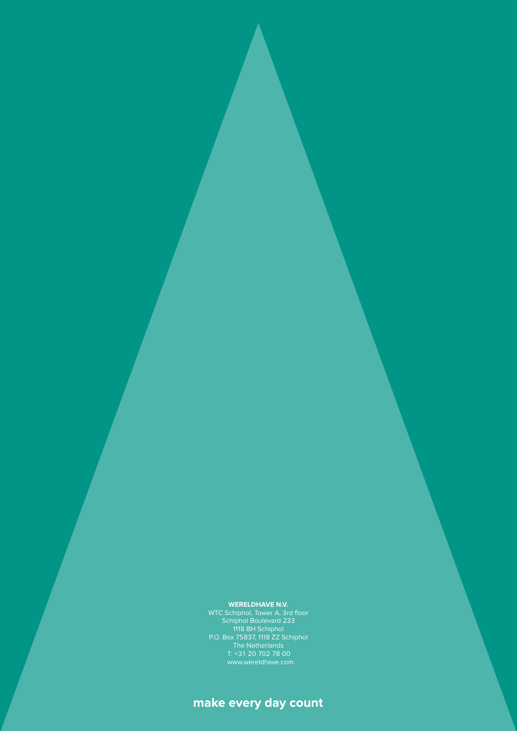**WERELDHAVE N.V.**
WTC Schiphol, Tower A, 3rd floor
Schiphol Boulevard 233
1118 BH Schiphol
P.O. Box 75837, 1118 ZZ Schiphol
The Netherlands
T: +31 20 702 78 00
www.wereldhave.com

**make every day count**